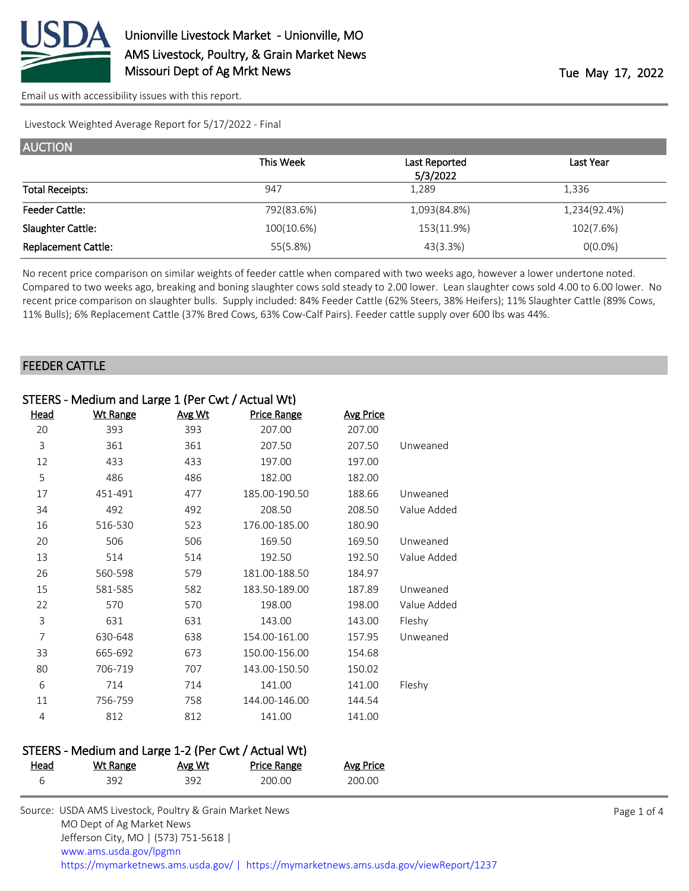# Unionville Livestock Market - Unionville, MO
## AMS Livestock, Poultry, & Grain Market News
## Missouri Dept of Ag Mrkt News

Tue May 17, 2022

Email us with accessibility issues with this report.

Livestock Weighted Average Report for 5/17/2022 - Final

## AUCTION

| | This Week | Last Reported 5/3/2022 | Last Year |
|---|---|---|---|
| Total Receipts: | 947 | 1,289 | 1,336 |
| Feeder Cattle: | 792(83.6%) | 1,093(84.8%) | 1,234(92.4%) |
| Slaughter Cattle: | 100(10.6%) | 153(11.9%) | 102(7.6%) |
| Replacement Cattle: | 55(5.8%) | 43(3.3%) | 0(0.0%) |

No recent price comparison on similar weights of feeder cattle when compared with two weeks ago, however a lower undertone noted. Compared to two weeks ago, breaking and boning slaughter cows sold steady to 2.00 lower. Lean slaughter cows sold 4.00 to 6.00 lower. No recent price comparison on slaughter bulls. Supply included: 84% Feeder Cattle (62% Steers, 38% Heifers); 11% Slaughter Cattle (89% Cows, 11% Bulls); 6% Replacement Cattle (37% Bred Cows, 63% Cow-Calf Pairs). Feeder cattle supply over 600 lbs was 44%.

## FEEDER CATTLE

### STEERS - Medium and Large 1 (Per Cwt / Actual Wt)

| Head | Wt Range | Avg Wt | Price Range | Avg Price | |
|---|---|---|---|---|---|
| 20 | 393 | 393 | 207.00 | 207.00 | |
| 3 | 361 | 361 | 207.50 | 207.50 | Unweaned |
| 12 | 433 | 433 | 197.00 | 197.00 | |
| 5 | 486 | 486 | 182.00 | 182.00 | |
| 17 | 451-491 | 477 | 185.00-190.50 | 188.66 | Unweaned |
| 34 | 492 | 492 | 208.50 | 208.50 | Value Added |
| 16 | 516-530 | 523 | 176.00-185.00 | 180.90 | |
| 20 | 506 | 506 | 169.50 | 169.50 | Unweaned |
| 13 | 514 | 514 | 192.50 | 192.50 | Value Added |
| 26 | 560-598 | 579 | 181.00-188.50 | 184.97 | |
| 15 | 581-585 | 582 | 183.50-189.00 | 187.89 | Unweaned |
| 22 | 570 | 570 | 198.00 | 198.00 | Value Added |
| 3 | 631 | 631 | 143.00 | 143.00 | Fleshy |
| 7 | 630-648 | 638 | 154.00-161.00 | 157.95 | Unweaned |
| 33 | 665-692 | 673 | 150.00-156.00 | 154.68 | |
| 80 | 706-719 | 707 | 143.00-150.50 | 150.02 | |
| 6 | 714 | 714 | 141.00 | 141.00 | Fleshy |
| 11 | 756-759 | 758 | 144.00-146.00 | 144.54 | |
| 4 | 812 | 812 | 141.00 | 141.00 | |

### STEERS - Medium and Large 1-2 (Per Cwt / Actual Wt)

| Head | Wt Range | Avg Wt | Price Range | Avg Price |
|---|---|---|---|---|
| 6 | 392 | 392 | 200.00 | 200.00 |

Source: USDA AMS Livestock, Poultry & Grain Market News
MO Dept of Ag Market News
Jefferson City, MO | (573) 751-5618 |
www.ams.usda.gov/lpgmn
https://mymarketnews.ams.usda.gov/ | https://mymarketnews.ams.usda.gov/viewReport/1237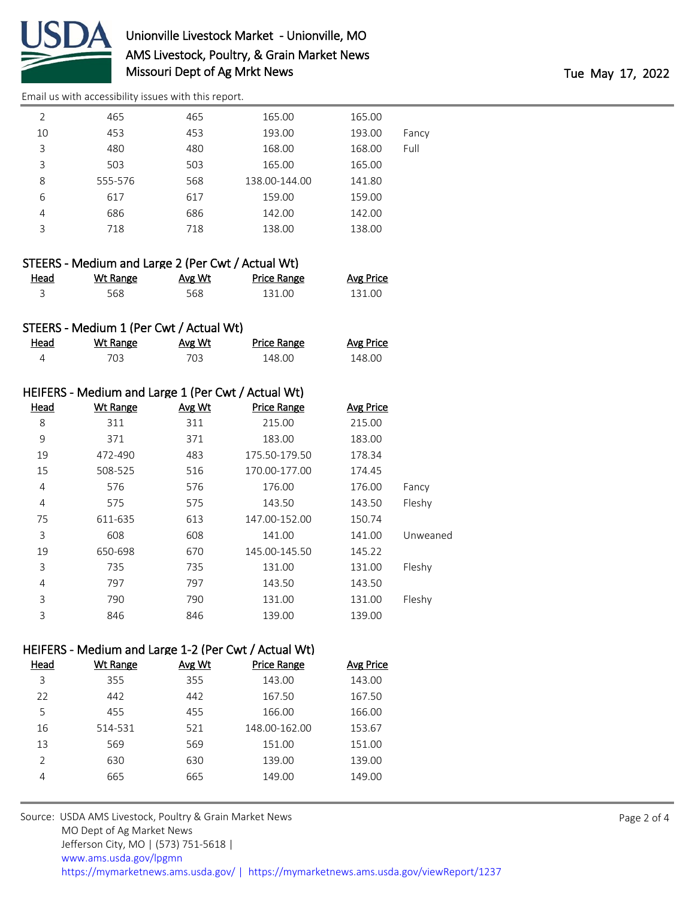| Head | Wt Range | Avg Wt | Price Range | Avg Price | |
|---|---|---|---|---|---|
| 2 | 465 | 465 | 165.00 | 165.00 | |
| 10 | 453 | 453 | 193.00 | 193.00 | Fancy |
| 3 | 480 | 480 | 168.00 | 168.00 | Full |
| 3 | 503 | 503 | 165.00 | 165.00 | |
| 8 | 555-576 | 568 | 138.00-144.00 | 141.80 | |
| 6 | 617 | 617 | 159.00 | 159.00 | |
| 4 | 686 | 686 | 142.00 | 142.00 | |
| 3 | 718 | 718 | 138.00 | 138.00 | |

### STEERS - Medium and Large 2 (Per Cwt / Actual Wt)

| Head | Wt Range | Avg Wt | Price Range | Avg Price |
|---|---|---|---|---|
| 3 | 568 | 568 | 131.00 | 131.00 |

### STEERS - Medium 1 (Per Cwt / Actual Wt)

| Head | Wt Range | Avg Wt | Price Range | Avg Price |
|---|---|---|---|---|
| 4 | 703 | 703 | 148.00 | 148.00 |

### HEIFERS - Medium and Large 1 (Per Cwt / Actual Wt)

| Head | Wt Range | Avg Wt | Price Range | Avg Price | |
|---|---|---|---|---|---|
| 8 | 311 | 311 | 215.00 | 215.00 | |
| 9 | 371 | 371 | 183.00 | 183.00 | |
| 19 | 472-490 | 483 | 175.50-179.50 | 178.34 | |
| 15 | 508-525 | 516 | 170.00-177.00 | 174.45 | |
| 4 | 576 | 576 | 176.00 | 176.00 | Fancy |
| 4 | 575 | 575 | 143.50 | 143.50 | Fleshy |
| 75 | 611-635 | 613 | 147.00-152.00 | 150.74 | |
| 3 | 608 | 608 | 141.00 | 141.00 | Unweaned |
| 19 | 650-698 | 670 | 145.00-145.50 | 145.22 | |
| 3 | 735 | 735 | 131.00 | 131.00 | Fleshy |
| 4 | 797 | 797 | 143.50 | 143.50 | |
| 3 | 790 | 790 | 131.00 | 131.00 | Fleshy |
| 3 | 846 | 846 | 139.00 | 139.00 | |

### HEIFERS - Medium and Large 1-2 (Per Cwt / Actual Wt)

| Head | Wt Range | Avg Wt | Price Range | Avg Price |
|---|---|---|---|---|
| 3 | 355 | 355 | 143.00 | 143.00 |
| 22 | 442 | 442 | 167.50 | 167.50 |
| 5 | 455 | 455 | 166.00 | 166.00 |
| 16 | 514-531 | 521 | 148.00-162.00 | 153.67 |
| 13 | 569 | 569 | 151.00 | 151.00 |
| 2 | 630 | 630 | 139.00 | 139.00 |
| 4 | 665 | 665 | 149.00 | 149.00 |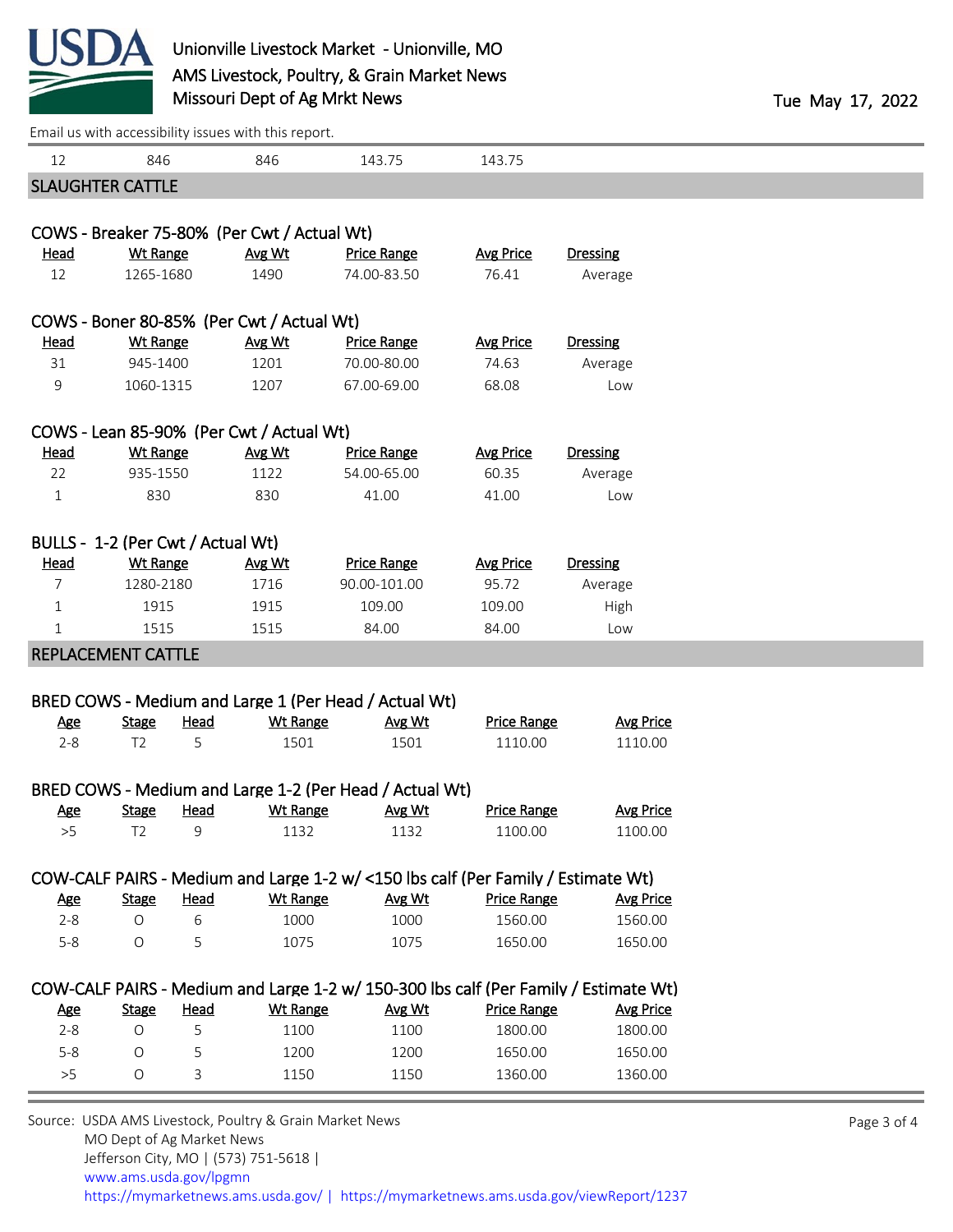| 12 | 846 | 846 | 143.75 | 143.75 |
|---|---|---|---|---|

## SLAUGHTER CATTLE

### COWS - Breaker 75-80% (Per Cwt / Actual Wt)

| Head | Wt Range | Avg Wt | Price Range | Avg Price | Dressing |
|---|---|---|---|---|---|
| 12 | 1265-1680 | 1490 | 74.00-83.50 | 76.41 | Average |

### COWS - Boner 80-85% (Per Cwt / Actual Wt)

| Head | Wt Range | Avg Wt | Price Range | Avg Price | Dressing |
|---|---|---|---|---|---|
| 31 | 945-1400 | 1201 | 70.00-80.00 | 74.63 | Average |
| 9 | 1060-1315 | 1207 | 67.00-69.00 | 68.08 | Low |

### COWS - Lean 85-90% (Per Cwt / Actual Wt)

| Head | Wt Range | Avg Wt | Price Range | Avg Price | Dressing |
|---|---|---|---|---|---|
| 22 | 935-1550 | 1122 | 54.00-65.00 | 60.35 | Average |
| 1 | 830 | 830 | 41.00 | 41.00 | Low |

### BULLS - 1-2 (Per Cwt / Actual Wt)

| Head | Wt Range | Avg Wt | Price Range | Avg Price | Dressing |
|---|---|---|---|---|---|
| 7 | 1280-2180 | 1716 | 90.00-101.00 | 95.72 | Average |
| 1 | 1915 | 1915 | 109.00 | 109.00 | High |
| 1 | 1515 | 1515 | 84.00 | 84.00 | Low |

## REPLACEMENT CATTLE

### BRED COWS - Medium and Large 1 (Per Head / Actual Wt)

| Age | Stage | Head | Wt Range | Avg Wt | Price Range | Avg Price |
|---|---|---|---|---|---|---|
| 2-8 | T2 | 5 | 1501 | 1501 | 1110.00 | 1110.00 |

### BRED COWS - Medium and Large 1-2 (Per Head / Actual Wt)

| Age | Stage | Head | Wt Range | Avg Wt | Price Range | Avg Price |
|---|---|---|---|---|---|---|
| >5 | T2 | 9 | 1132 | 1132 | 1100.00 | 1100.00 |

### COW-CALF PAIRS - Medium and Large 1-2 w/ <150 lbs calf (Per Family / Estimate Wt)

| Age | Stage | Head | Wt Range | Avg Wt | Price Range | Avg Price |
|---|---|---|---|---|---|---|
| 2-8 | O | 6 | 1000 | 1000 | 1560.00 | 1560.00 |
| 5-8 | O | 5 | 1075 | 1075 | 1650.00 | 1650.00 |

### COW-CALF PAIRS - Medium and Large 1-2 w/ 150-300 lbs calf (Per Family / Estimate Wt)

| Age | Stage | Head | Wt Range | Avg Wt | Price Range | Avg Price |
|---|---|---|---|---|---|---|
| 2-8 | O | 5 | 1100 | 1100 | 1800.00 | 1800.00 |
| 5-8 | O | 5 | 1200 | 1200 | 1650.00 | 1650.00 |
| >5 | O | 3 | 1150 | 1150 | 1360.00 | 1360.00 |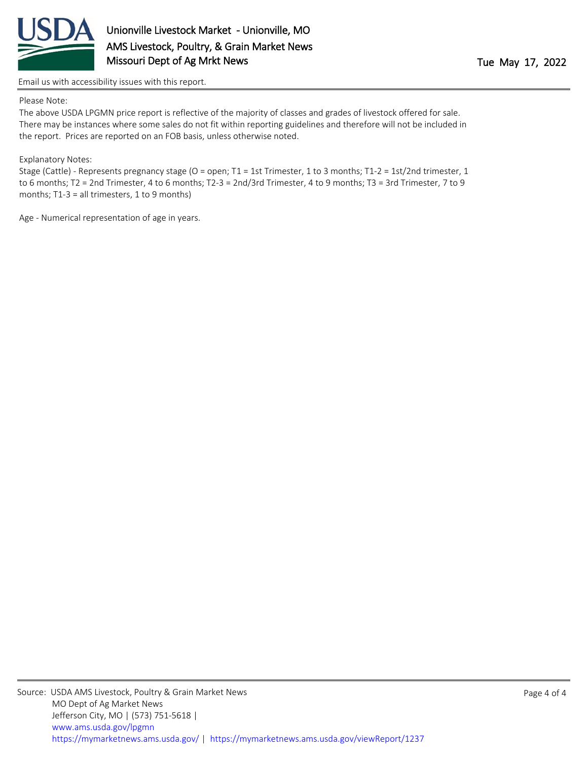Please Note:
The above USDA LPGMN price report is reflective of the majority of classes and grades of livestock offered for sale. There may be instances where some sales do not fit within reporting guidelines and therefore will not be included in the report. Prices are reported on an FOB basis, unless otherwise noted.

Explanatory Notes:
Stage (Cattle) - Represents pregnancy stage (O = open; T1 = 1st Trimester, 1 to 3 months; T1-2 = 1st/2nd trimester, 1 to 6 months; T2 = 2nd Trimester, 4 to 6 months; T2-3 = 2nd/3rd Trimester, 4 to 9 months; T3 = 3rd Trimester, 7 to 9 months; T1-3 = all trimesters, 1 to 9 months)

Age - Numerical representation of age in years.

Source: USDA AMS Livestock, Poultry & Grain Market News
MO Dept of Ag Market News
Jefferson City, MO | (573) 751-5618 |
www.ams.usda.gov/lpgmn
https://mymarketnews.ams.usda.gov/ | https://mymarketnews.ams.usda.gov/viewReport/1237